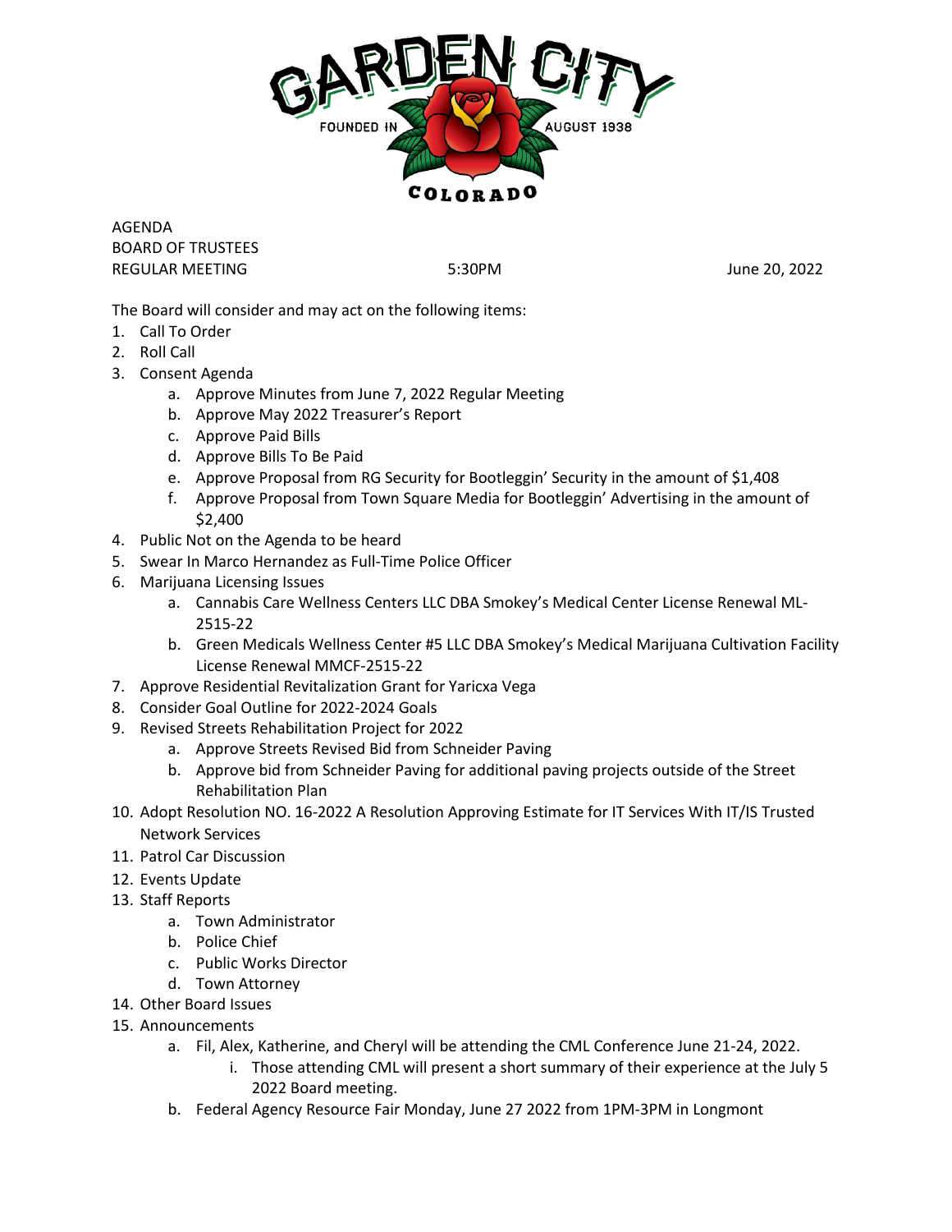GARDEN CITY

FOUNDED IN AUGUST 1938

COLORADO

AGENDA
BOARD OF TRUSTEES
REGULAR MEETING 5:30PM June 20, 2022

The Board will consider and may act on the following items:

1. Call To Order
2. Roll Call
3. Consent Agenda
   a. Approve Minutes from June 7, 2022 Regular Meeting
   b. Approve May 2022 Treasurer's Report
   c. Approve Paid Bills
   d. Approve Bills To Be Paid
   e. Approve Proposal from RG Security for Bootleggin' Security in the amount of $1,408
   f. Approve Proposal from Town Square Media for Bootleggin' Advertising in the amount of $2,400
4. Public Not on the Agenda to be heard
5. Swear In Marco Hernandez as Full-Time Police Officer
6. Marijuana Licensing Issues
   a. Cannabis Care Wellness Centers LLC DBA Smokey's Medical Center License Renewal ML-2515-22
   b. Green Medicals Wellness Center #5 LLC DBA Smokey's Medical Marijuana Cultivation Facility License Renewal MMCF-2515-22
7. Approve Residential Revitalization Grant for Yaricxa Vega
8. Consider Goal Outline for 2022-2024 Goals
9. Revised Streets Rehabilitation Project for 2022
   a. Approve Streets Revised Bid from Schneider Paving
   b. Approve bid from Schneider Paving for additional paving projects outside of the Street Rehabilitation Plan
10. Adopt Resolution NO. 16-2022 A Resolution Approving Estimate for IT Services With IT/IS Trusted Network Services
11. Patrol Car Discussion
12. Events Update
13. Staff Reports
    a. Town Administrator
    b. Police Chief
    c. Public Works Director
    d. Town Attorney
14. Other Board Issues
15. Announcements
    a. Fil, Alex, Katherine, and Cheryl will be attending the CML Conference June 21-24, 2022.
       i. Those attending CML will present a short summary of their experience at the July 5 2022 Board meeting.
    b. Federal Agency Resource Fair Monday, June 27 2022 from 1PM-3PM in Longmont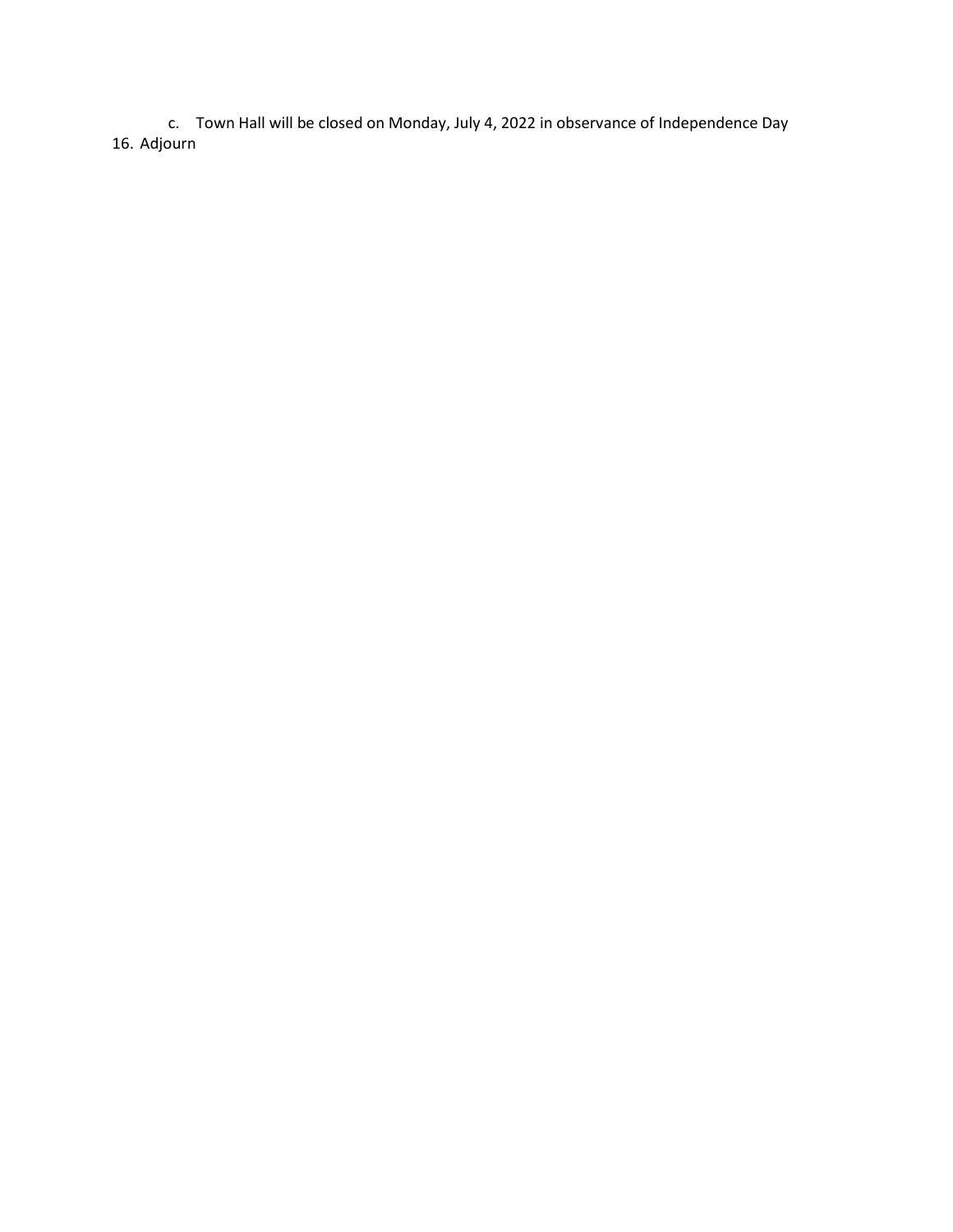c. Town Hall will be closed on Monday, July 4, 2022 in observance of Independence Day

16. Adjourn